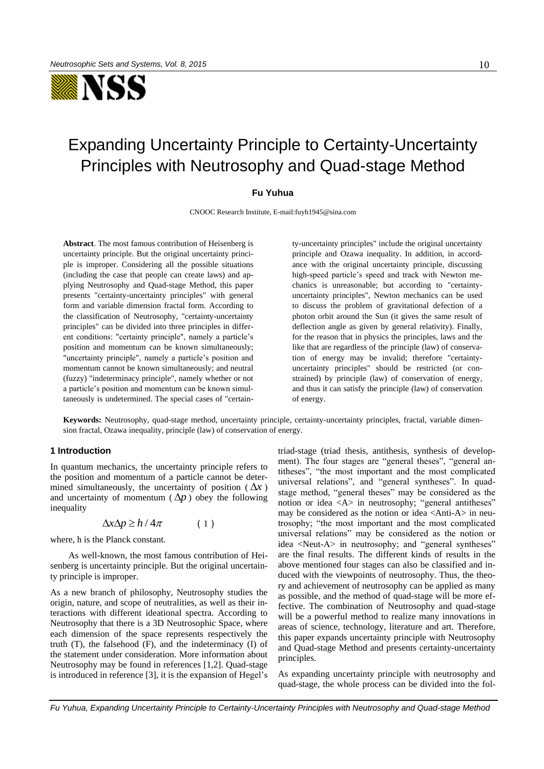# Expanding Uncertainty Principle to Certainty-Uncertainty Principles with Neutrosophy and Quad-stage Method

**Fu Yuhua**

CNOOC Research Institute, E-mail:fuyh1945@sina.com

**Abstract**. The most famous contribution of Heisenberg is uncertainty principle. But the original uncertainty principle is improper. Considering all the possible situations (including the case that people can create laws) and applying Neutrosophy and Quad-stage Method, this paper presents "certainty-uncertainty principles" with general form and variable dimension fractal form. According to the classification of Neutrosophy, "certainty-uncertainty principles" can be divided into three principles in different conditions: "certainty principle", namely a particle's position and momentum can be known simultaneously; "uncertainty principle", namely a particle's position and momentum cannot be known simultaneously; and neutral (fuzzy) "indeterminacy principle", namely whether or not a particle's position and momentum can be known simultaneously is undetermined. The special cases of "certainty-uncertainty principles" include the original uncertainty principle and Ozawa inequality. In addition, in accordance with the original uncertainty principle, discussing high-speed particle's speed and track with Newton mechanics is unreasonable; but according to "certainty-uncertainty principles", Newton mechanics can be used to discuss the problem of gravitational defection of a photon orbit around the Sun (it gives the same result of deflection angle as given by general relativity). Finally, for the reason that in physics the principles, laws and the like that are regardless of the principle (law) of conservation of energy may be invalid; therefore "certainty-uncertainty principles" should be restricted (or constrained) by principle (law) of conservation of energy, and thus it can satisfy the principle (law) of conservation of energy.

**Keywords:** Neutrosophy, quad-stage method, uncertainty principle, certainty-uncertainty principles, fractal, variable dimension fractal, Ozawa inequality, principle (law) of conservation of energy.

## 1 Introduction

In quantum mechanics, the uncertainty principle refers to the position and momentum of a particle cannot be determined simultaneously, the uncertainty of position ( $\Delta x$ ) and uncertainty of momentum ( $\Delta p$ ) obey the following inequality

$$\Delta x \Delta p \geq h / 4\pi \qquad (1)$$

where, h is the Planck constant.

As well-known, the most famous contribution of Heisenberg is uncertainty principle. But the original uncertainty principle is improper.

As a new branch of philosophy, Neutrosophy studies the origin, nature, and scope of neutralities, as well as their interactions with different ideational spectra. According to Neutrosophy that there is a 3D Neutrosophic Space, where each dimension of the space represents respectively the truth (T), the falsehood (F), and the indeterminacy (I) of the statement under consideration. More information about Neutrosophy may be found in references [1,2]. Quad-stage is introduced in reference [3], it is the expansion of Hegel's triad-stage (triad thesis, antithesis, synthesis of development). The four stages are "general theses", "general antitheses", "the most important and the most complicated universal relations", and "general syntheses". In quad-stage method, "general theses" may be considered as the notion or idea <A> in neutrosophy; "general antitheses" may be considered as the notion or idea <Anti-A> in neutrosophy; "the most important and the most complicated universal relations" may be considered as the notion or idea <Neut-A> in neutrosophy; and "general syntheses" are the final results. The different kinds of results in the above mentioned four stages can also be classified and induced with the viewpoints of neutrosophy. Thus, the theory and achievement of neutrosophy can be applied as many as possible, and the method of quad-stage will be more effective. The combination of Neutrosophy and quad-stage will be a powerful method to realize many innovations in areas of science, technology, literature and art. Therefore, this paper expands uncertainty principle with Neutrosophy and Quad-stage Method and presents certainty-uncertainty principles.

As expanding uncertainty principle with neutrosophy and quad-stage, the whole process can be divided into the fol-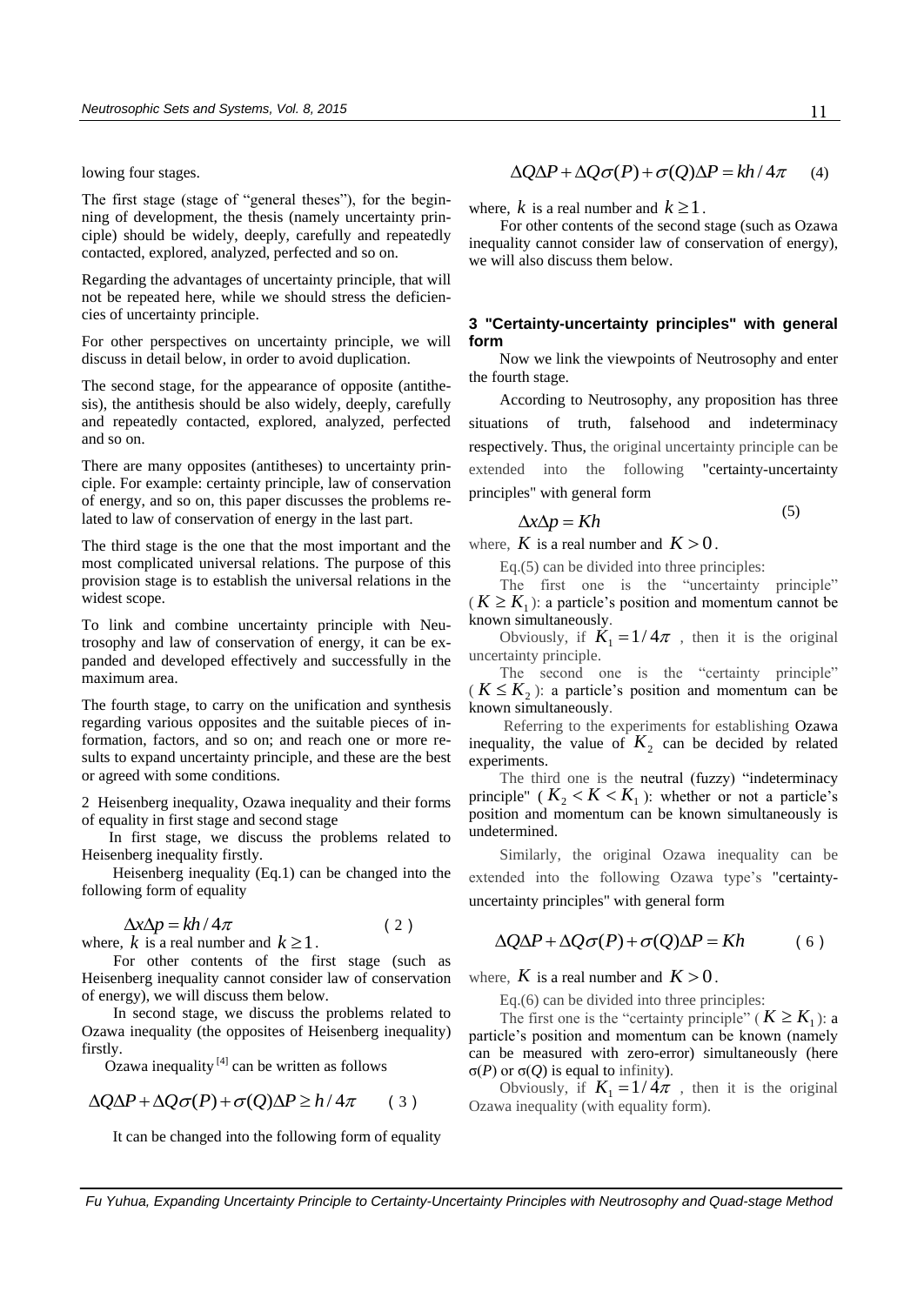lowing four stages.

The first stage (stage of "general theses"), for the beginning of development, the thesis (namely uncertainty principle) should be widely, deeply, carefully and repeatedly contacted, explored, analyzed, perfected and so on.

Regarding the advantages of uncertainty principle, that will not be repeated here, while we should stress the deficiencies of uncertainty principle.

For other perspectives on uncertainty principle, we will discuss in detail below, in order to avoid duplication.

The second stage, for the appearance of opposite (antithesis), the antithesis should be also widely, deeply, carefully and repeatedly contacted, explored, analyzed, perfected and so on.

There are many opposites (antitheses) to uncertainty principle. For example: certainty principle, law of conservation of energy, and so on, this paper discusses the problems related to law of conservation of energy in the last part.

The third stage is the one that the most important and the most complicated universal relations. The purpose of this provision stage is to establish the universal relations in the widest scope.

To link and combine uncertainty principle with Neutrosophy and law of conservation of energy, it can be expanded and developed effectively and successfully in the maximum area.

The fourth stage, to carry on the unification and synthesis regarding various opposites and the suitable pieces of information, factors, and so on; and reach one or more results to expand uncertainty principle, and these are the best or agreed with some conditions.

2 Heisenberg inequality, Ozawa inequality and their forms of equality in first stage and second stage

In first stage, we discuss the problems related to Heisenberg inequality firstly.

Heisenberg inequality (Eq.1) can be changed into the following form of equality

$$\Delta x \Delta p = kh/4\pi \qquad (2)$$

where, $k$ is a real number and $k \geq 1$.

For other contents of the first stage (such as Heisenberg inequality cannot consider law of conservation of energy), we will discuss them below.

In second stage, we discuss the problems related to Ozawa inequality (the opposites of Heisenberg inequality) firstly.

Ozawa inequality [4] can be written as follows

$$\Delta Q \Delta P + \Delta Q \sigma(P) + \sigma(Q) \Delta P \geq h/4\pi \qquad (3)$$

It can be changed into the following form of equality

$$\Delta Q \Delta P + \Delta Q \sigma(P) + \sigma(Q) \Delta P = kh/4\pi \qquad (4)$$

where, $k$ is a real number and $k \geq 1$.

For other contents of the second stage (such as Ozawa inequality cannot consider law of conservation of energy), we will also discuss them below.

## 3 "Certainty-uncertainty principles" with general form

Now we link the viewpoints of Neutrosophy and enter the fourth stage.

According to Neutrosophy, any proposition has three situations of truth, falsehood and indeterminacy respectively. Thus, the original uncertainty principle can be extended into the following "certainty-uncertainty principles" with general form

$$\Delta x \Delta p = Kh \qquad (5)$$

where, $K$ is a real number and $K > 0$.

Eq.(5) can be divided into three principles:

The first one is the "uncertainty principle" ($K \geq K_1$): a particle's position and momentum cannot be known simultaneously.

Obviously, if $K_1 = 1/4\pi$, then it is the original uncertainty principle.

The second one is the "certainty principle" ($K \leq K_2$): a particle's position and momentum can be known simultaneously.

Referring to the experiments for establishing Ozawa inequality, the value of $K_2$ can be decided by related experiments.

The third one is the neutral (fuzzy) "indeterminacy principle" ($K_2 < K < K_1$): whether or not a particle's position and momentum can be known simultaneously is undetermined.

Similarly, the original Ozawa inequality can be extended into the following Ozawa type's "certainty-uncertainty principles" with general form

$$\Delta Q \Delta P + \Delta Q \sigma(P) + \sigma(Q) \Delta P = Kh \qquad (6)$$

where, $K$ is a real number and $K > 0$.

Eq.(6) can be divided into three principles:

The first one is the "certainty principle" ($K \geq K_1$): a particle's position and momentum can be known (namely can be measured with zero-error) simultaneously (here $\sigma(P)$ or $\sigma(Q)$ is equal to infinity).

Obviously, if $K_1 = 1/4\pi$, then it is the original Ozawa inequality (with equality form).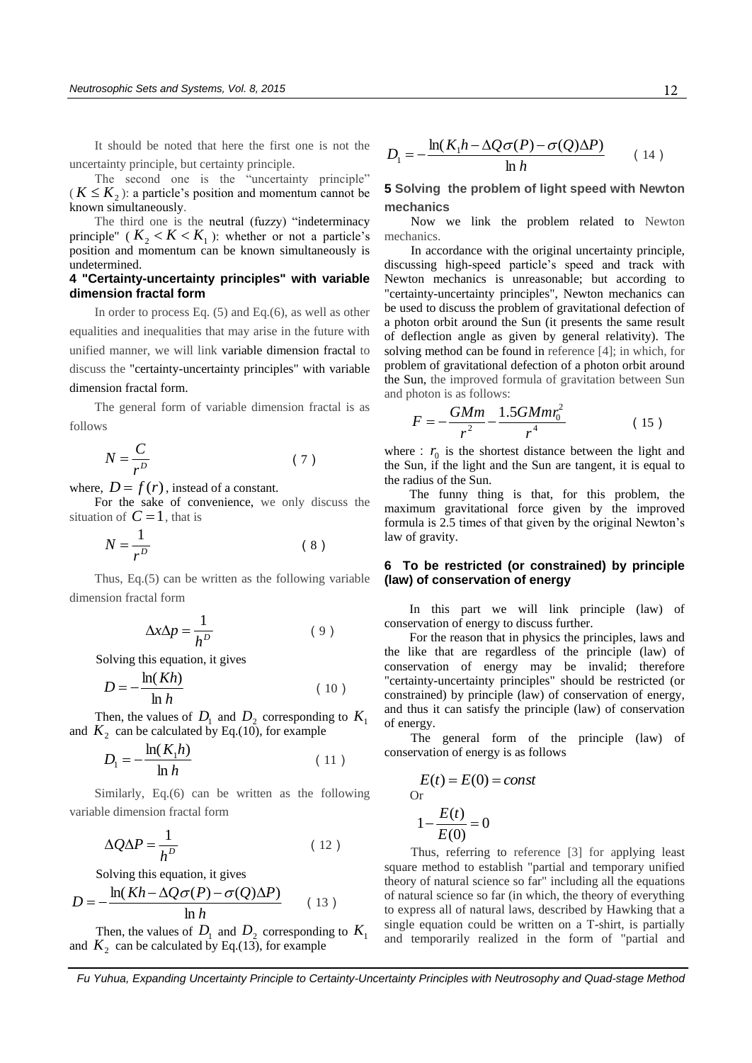It should be noted that here the first one is not the uncertainty principle, but certainty principle.

The second one is the "uncertainty principle" ($K \le K_2$): a particle's position and momentum cannot be known simultaneously.

The third one is the neutral (fuzzy) "indeterminacy principle" ($K_2 < K < K_1$): whether or not a particle's position and momentum can be known simultaneously is undetermined.

### 4 "Certainty-uncertainty principles" with variable dimension fractal form

In order to process Eq. (5) and Eq.(6), as well as other equalities and inequalities that may arise in the future with unified manner, we will link variable dimension fractal to discuss the "certainty-uncertainty principles" with variable dimension fractal form.

The general form of variable dimension fractal is as follows

$$N = \frac{C}{r^D} \qquad (7)$$

where, $D = f(r)$, instead of a constant.

For the sake of convenience, we only discuss the situation of $C = 1$, that is

$$N = \frac{1}{r^D} \qquad (8)$$

Thus, Eq.(5) can be written as the following variable dimension fractal form

$$\Delta x \Delta p = \frac{1}{h^D} \qquad (9)$$

Solving this equation, it gives

$$D = -\frac{\ln(Kh)}{\ln h} \qquad (10)$$

Then, the values of $D_1$ and $D_2$ corresponding to $K_1$ and $K_2$ can be calculated by Eq.(10), for example

$$D_1 = -\frac{\ln(K_1 h)}{\ln h} \qquad (11)$$

Similarly, Eq.(6) can be written as the following variable dimension fractal form

$$\Delta Q \Delta P = \frac{1}{h^D} \qquad (12)$$

Solving this equation, it gives

$$D = -\frac{\ln(Kh - \Delta Q \sigma(P) - \sigma(Q)\Delta P)}{\ln h} \qquad (13)$$

Then, the values of $D_1$ and $D_2$ corresponding to $K_1$ and $K_2$ can be calculated by Eq.(13), for example

$$D_1 = -\frac{\ln(K_1 h - \Delta Q \sigma(P) - \sigma(Q)\Delta P)}{\ln h} \qquad (14)$$

### 5 Solving the problem of light speed with Newton mechanics

Now we link the problem related to Newton mechanics.

In accordance with the original uncertainty principle, discussing high-speed particle's speed and track with Newton mechanics is unreasonable; but according to "certainty-uncertainty principles", Newton mechanics can be used to discuss the problem of gravitational defection of a photon orbit around the Sun (it presents the same result of deflection angle as given by general relativity). The solving method can be found in reference [4]; in which, for problem of gravitational defection of a photon orbit around the Sun, the improved formula of gravitation between Sun and photon is as follows:

$$F = -\frac{GMm}{r^2} - \frac{1.5GMmr_0^2}{r^4} \qquad (15)$$

where : $r_0$ is the shortest distance between the light and the Sun, if the light and the Sun are tangent, it is equal to the radius of the Sun.

The funny thing is that, for this problem, the maximum gravitational force given by the improved formula is 2.5 times of that given by the original Newton's law of gravity.

### 6 To be restricted (or constrained) by principle (law) of conservation of energy

In this part we will link principle (law) of conservation of energy to discuss further.

For the reason that in physics the principles, laws and the like that are regardless of the principle (law) of conservation of energy may be invalid; therefore "certainty-uncertainty principles" should be restricted (or constrained) by principle (law) of conservation of energy, and thus it can satisfy the principle (law) of conservation of energy.

The general form of the principle (law) of conservation of energy is as follows

$$E(t) = E(0) = const$$

Or

$$1 - \frac{E(t)}{E(0)} = 0$$

Thus, referring to reference [3] for applying least square method to establish "partial and temporary unified theory of natural science so far" including all the equations of natural science so far (in which, the theory of everything to express all of natural laws, described by Hawking that a single equation could be written on a T-shirt, is partially and temporarily realized in the form of "partial and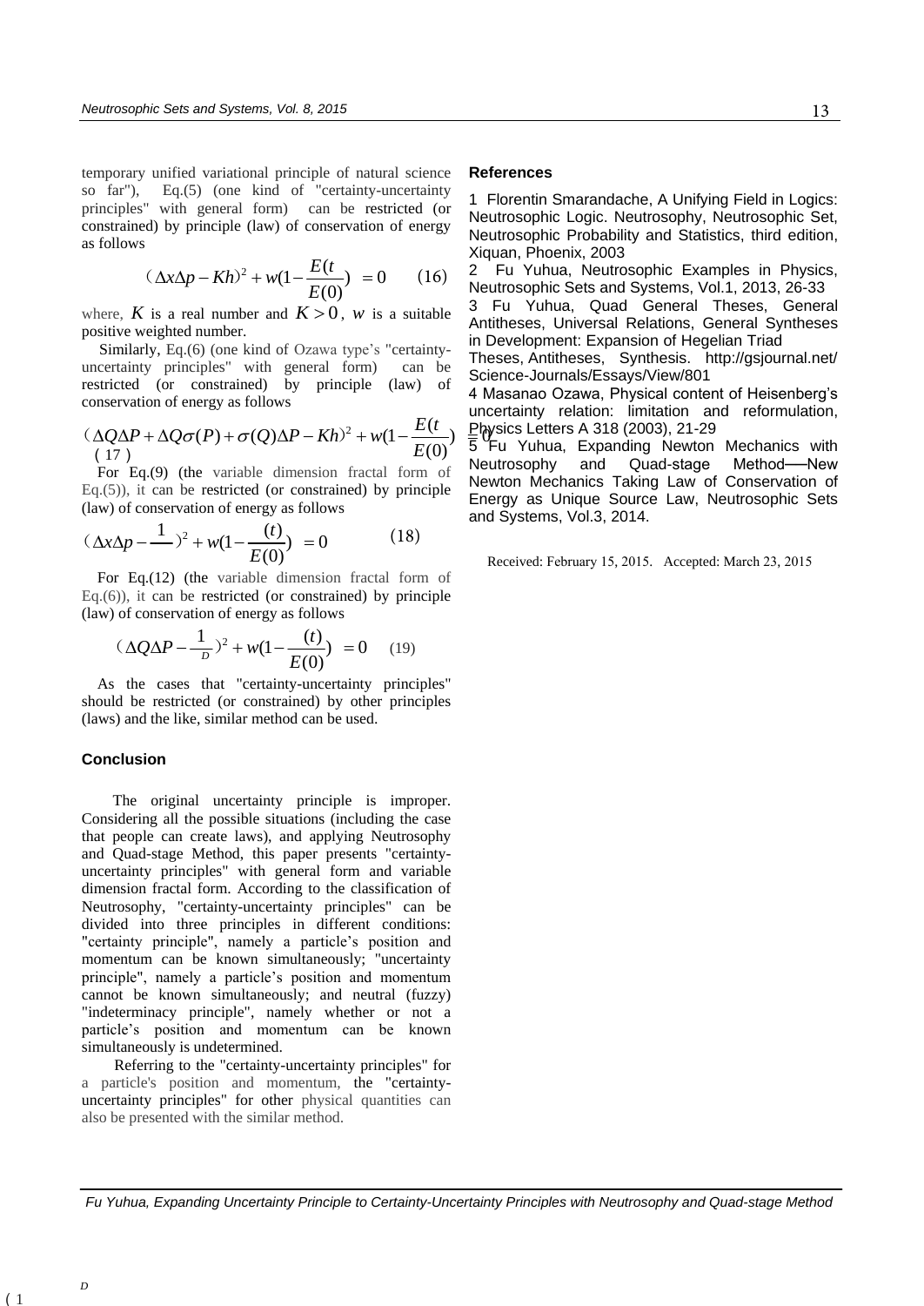temporary unified variational principle of natural science so far"), Eq.(5) (one kind of "certainty-uncertainty principles" with general form) can be restricted (or constrained) by principle (law) of conservation of energy as follows

$$(\Delta x\Delta p - Kh)^2 + w(1-\frac{E(t}{E(0)}) = 0 \qquad (16)$$

where, $K$ is a real number and $K > 0$, $w$ is a suitable positive weighted number.

Similarly, Eq.(6) (one kind of Ozawa type's "certainty-uncertainty principles" with general form) can be restricted (or constrained) by principle (law) of conservation of energy as follows

$$(\Delta Q\Delta P + \Delta Q\sigma(P) + \sigma(Q)\Delta P - Kh)^2 + w(1-\frac{E(t}{E(0)}) = 0 \qquad (17)$$

For Eq.(9) (the variable dimension fractal form of Eq.(5)), it can be restricted (or constrained) by principle (law) of conservation of energy as follows

$$(\Delta x\Delta p - \frac{1}{\quad})^2 + w(1-\frac{(t)}{E(0)}) = 0 \qquad (18)$$

For Eq.(12) (the variable dimension fractal form of Eq.(6)), it can be restricted (or constrained) by principle (law) of conservation of energy as follows

$$(\Delta Q\Delta P - \frac{1}{_D})^2 + w(1-\frac{(t)}{E(0)}) = 0 \qquad (19)$$

As the cases that "certainty-uncertainty principles" should be restricted (or constrained) by other principles (laws) and the like, similar method can be used.

## Conclusion

The original uncertainty principle is improper. Considering all the possible situations (including the case that people can create laws), and applying Neutrosophy and Quad-stage Method, this paper presents "certainty-uncertainty principles" with general form and variable dimension fractal form. According to the classification of Neutrosophy, "certainty-uncertainty principles" can be divided into three principles in different conditions: "certainty principle", namely a particle's position and momentum can be known simultaneously; "uncertainty principle", namely a particle's position and momentum cannot be known simultaneously; and neutral (fuzzy) "indeterminacy principle", namely whether or not a particle's position and momentum can be known simultaneously is undetermined.

Referring to the "certainty-uncertainty principles" for a particle's position and momentum, the "certainty-uncertainty principles" for other physical quantities can also be presented with the similar method.

## References

1 Florentin Smarandache, A Unifying Field in Logics: Neutrosophic Logic. Neutrosophy, Neutrosophic Set, Neutrosophic Probability and Statistics, third edition, Xiquan, Phoenix, 2003

2 Fu Yuhua, Neutrosophic Examples in Physics, Neutrosophic Sets and Systems, Vol.1, 2013, 26-33

3 Fu Yuhua, Quad General Theses, General Antitheses, Universal Relations, General Syntheses in Development: Expansion of Hegelian Triad Theses, Antitheses, Synthesis. http://gsjournal.net/Science-Journals/Essays/View/801

4 Masanao Ozawa, Physical content of Heisenberg's uncertainty relation: limitation and reformulation, Physics Letters A 318 (2003), 21-29

5 Fu Yuhua, Expanding Newton Mechanics with Neutrosophy and Quad-stage Method──New Newton Mechanics Taking Law of Conservation of Energy as Unique Source Law, Neutrosophic Sets and Systems, Vol.3, 2014.

Received: February 15, 2015. Accepted: March 23, 2015